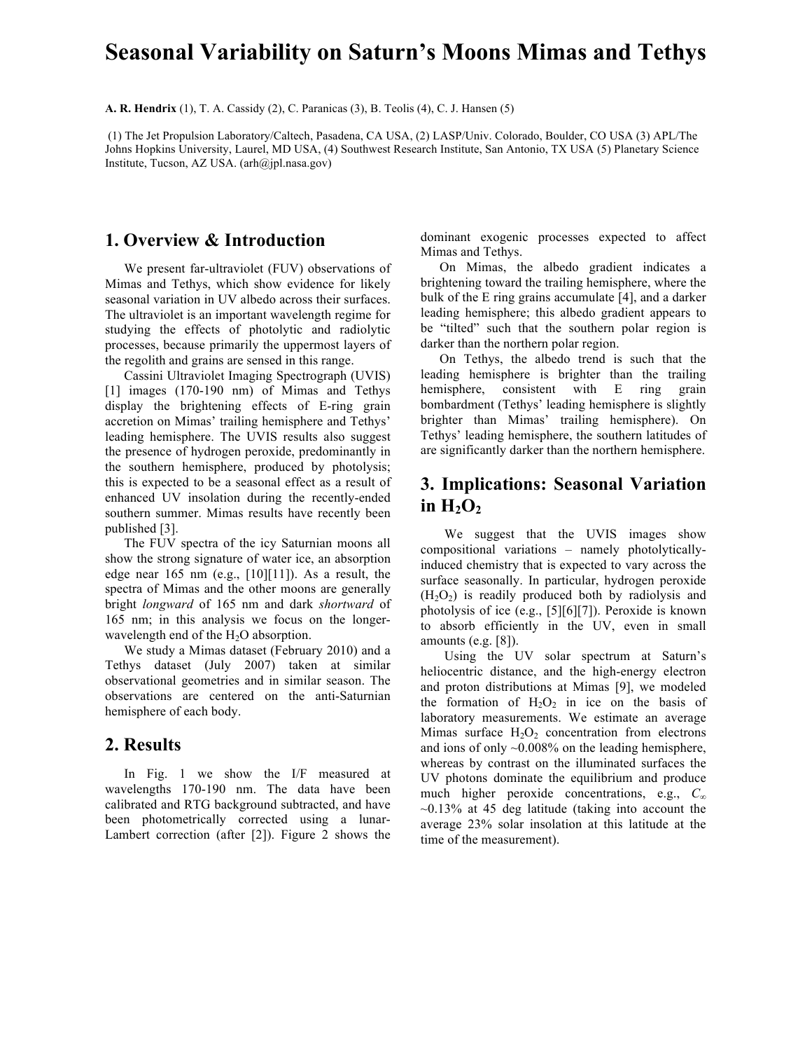# Seasonal Variability on Saturn's Moons Mimas and Tethys

**A. R. Hendrix** (1), T. A. Cassidy (2), C. Paranicas (3), B. Teolis (4), C. J. Hansen (5)

(1) The Jet Propulsion Laboratory/Caltech, Pasadena, CA USA, (2) LASP/Univ. Colorado, Boulder, CO USA (3) APL/The Johns Hopkins University, Laurel, MD USA, (4) Southwest Research Institute, San Antonio, TX USA (5) Planetary Science Institute, Tucson, AZ USA. (arh@jpl.nasa.gov)

## 1. Overview & Introduction

We present far-ultraviolet (FUV) observations of Mimas and Tethys, which show evidence for likely seasonal variation in UV albedo across their surfaces. The ultraviolet is an important wavelength regime for studying the effects of photolytic and radiolytic processes, because primarily the uppermost layers of the regolith and grains are sensed in this range.

Cassini Ultraviolet Imaging Spectrograph (UVIS) [1] images (170-190 nm) of Mimas and Tethys display the brightening effects of E-ring grain accretion on Mimas' trailing hemisphere and Tethys' leading hemisphere. The UVIS results also suggest the presence of hydrogen peroxide, predominantly in the southern hemisphere, produced by photolysis; this is expected to be a seasonal effect as a result of enhanced UV insolation during the recently-ended southern summer. Mimas results have recently been published [3].

The FUV spectra of the icy Saturnian moons all show the strong signature of water ice, an absorption edge near 165 nm (e.g., [10][11]). As a result, the spectra of Mimas and the other moons are generally bright *longward* of 165 nm and dark *shortward* of 165 nm; in this analysis we focus on the longer-wavelength end of the $H_2O$ absorption.

We study a Mimas dataset (February 2010) and a Tethys dataset (July 2007) taken at similar observational geometries and in similar season. The observations are centered on the anti-Saturnian hemisphere of each body.

## 2. Results

In Fig. 1 we show the I/F measured at wavelengths 170-190 nm. The data have been calibrated and RTG background subtracted, and have been photometrically corrected using a lunar-Lambert correction (after [2]). Figure 2 shows the dominant exogenic processes expected to affect Mimas and Tethys.

On Mimas, the albedo gradient indicates a brightening toward the trailing hemisphere, where the bulk of the E ring grains accumulate [4], and a darker leading hemisphere; this albedo gradient appears to be "tilted" such that the southern polar region is darker than the northern polar region.

On Tethys, the albedo trend is such that the leading hemisphere is brighter than the trailing hemisphere, consistent with E ring grain bombardment (Tethys' leading hemisphere is slightly brighter than Mimas' trailing hemisphere). On Tethys' leading hemisphere, the southern latitudes of are significantly darker than the northern hemisphere.

## 3. Implications: Seasonal Variation in $H_2O_2$

We suggest that the UVIS images show compositional variations – namely photolytically-induced chemistry that is expected to vary across the surface seasonally. In particular, hydrogen peroxide ($H_2O_2$) is readily produced both by radiolysis and photolysis of ice (e.g., [5][6][7]). Peroxide is known to absorb efficiently in the UV, even in small amounts (e.g. [8]).

Using the UV solar spectrum at Saturn's heliocentric distance, and the high-energy electron and proton distributions at Mimas [9], we modeled the formation of $H_2O_2$ in ice on the basis of laboratory measurements. We estimate an average Mimas surface $H_2O_2$ concentration from electrons and ions of only ~0.008% on the leading hemisphere, whereas by contrast on the illuminated surfaces the UV photons dominate the equilibrium and produce much higher peroxide concentrations, e.g., $C_\infty$ ~0.13% at 45 deg latitude (taking into account the average 23% solar insolation at this latitude at the time of the measurement).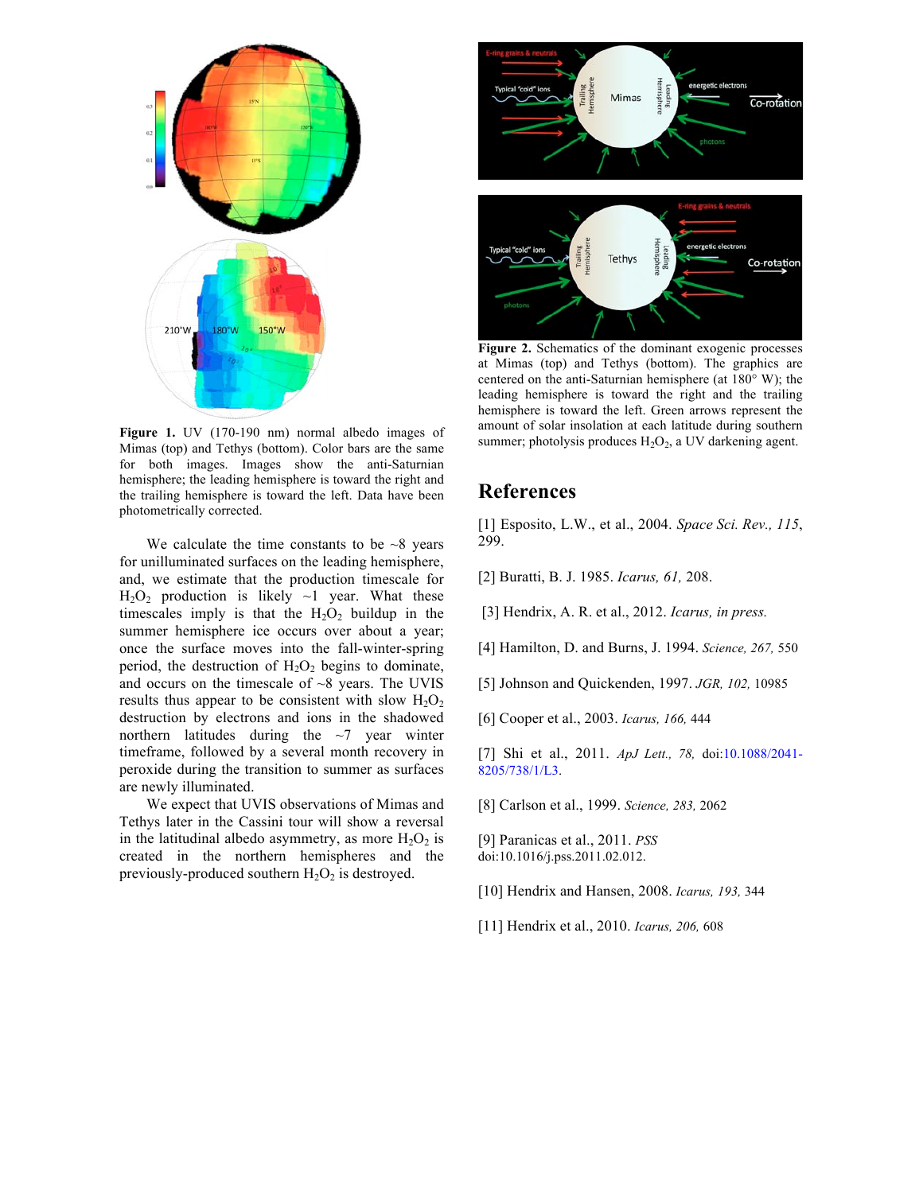0.3

0.2

0.1

0.0

15°N

90°W

120°W

15°S

210°W

180°W

150°W

10°

10°

10°

10°

**Figure 1.** UV (170-190 nm) normal albedo images of Mimas (top) and Tethys (bottom). Color bars are the same for both images. Images show the anti-Saturnian hemisphere; the leading hemisphere is toward the right and the trailing hemisphere is toward the left. Data have been photometrically corrected.

We calculate the time constants to be ~8 years for unilluminated surfaces on the leading hemisphere, and, we estimate that the production timescale for $H_2O_2$ production is likely ~1 year. What these timescales imply is that the $H_2O_2$ buildup in the summer hemisphere ice occurs over about a year; once the surface moves into the fall-winter-spring period, the destruction of $H_2O_2$ begins to dominate, and occurs on the timescale of ~8 years. The UVIS results thus appear to be consistent with slow $H_2O_2$ destruction by electrons and ions in the shadowed northern latitudes during the ~7 year winter timeframe, followed by a several month recovery in peroxide during the transition to summer as surfaces are newly illuminated.

We expect that UVIS observations of Mimas and Tethys later in the Cassini tour will show a reversal in the latitudinal albedo asymmetry, as more $H_2O_2$ is created in the northern hemispheres and the previously-produced southern $H_2O_2$ is destroyed.

E-ring grains & neutrals

Typical "cold" ions

Trailing Hemisphere

Mimas

Leading Hemisphere

energetic electrons

Co-rotation

photons

E-ring grains & neutrals

Typical "cold" ions

Trailing Hemisphere

Tethys

Leading Hemisphere

energetic electrons

Co-rotation

photons

**Figure 2.** Schematics of the dominant exogenic processes at Mimas (top) and Tethys (bottom). The graphics are centered on the anti-Saturnian hemisphere (at 180° W); the leading hemisphere is toward the right and the trailing hemisphere is toward the left. Green arrows represent the amount of solar insolation at each latitude during southern summer; photolysis produces $H_2O_2$, a UV darkening agent.

## References

[1] Esposito, L.W., et al., 2004. *Space Sci. Rev., 115*, 299.

[2] Buratti, B. J. 1985. *Icarus, 61,* 208.

[3] Hendrix, A. R. et al., 2012. *Icarus, in press.*

[4] Hamilton, D. and Burns, J. 1994. *Science, 267,* 550

[5] Johnson and Quickenden, 1997. *JGR, 102,* 10985

[6] Cooper et al., 2003. *Icarus, 166,* 444

[7] Shi et al., 2011. *ApJ Lett., 78,* doi:10.1088/2041-8205/738/1/L3.

[8] Carlson et al., 1999. *Science, 283,* 2062

[9] Paranicas et al., 2011. *PSS* doi:10.1016/j.pss.2011.02.012.

[10] Hendrix and Hansen, 2008. *Icarus, 193,* 344

[11] Hendrix et al., 2010. *Icarus, 206,* 608